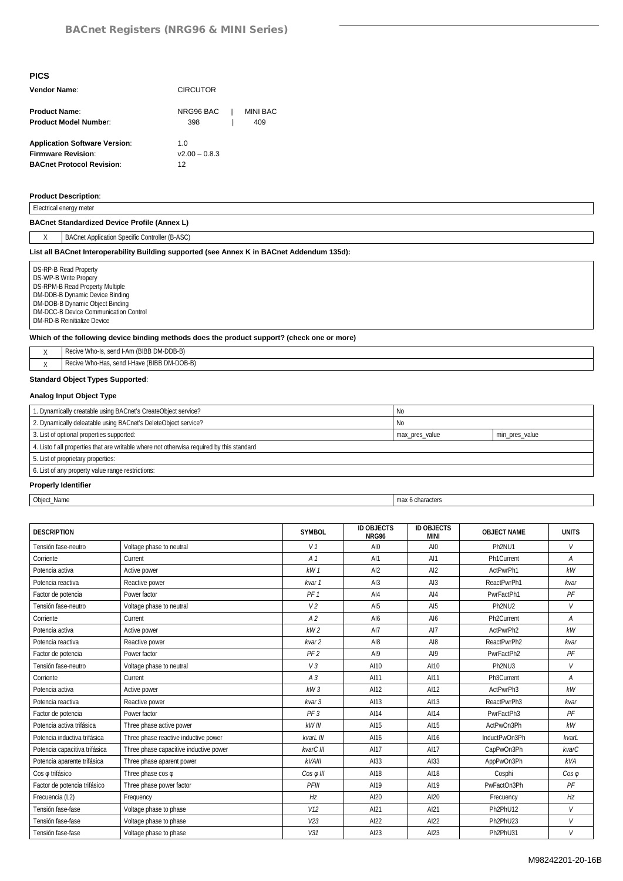# BACnet Registers (NRG96 & MINI Series)

## PICS

| | | | |
|---|---|---|---|
| **Vendor Name**: | CIRCUTOR | | |
| **Product Name**: | NRG96 BAC | \| | MINI BAC |
| **Product Model Number**: | 398 | \| | 409 |
| **Application Software Version**: | 1.0 | | |
| **Firmware Revision**: | v2.00 – 0.8.3 | | |
| **BACnet Protocol Revision**: | 12 | | |

**Product Description**:

Electrical energy meter

**BACnet Standardized Device Profile (Annex L)**

| | |
|---|---|
| X | BACnet Application Specific Controller (B-ASC) |

**List all BACnet Interoperability Building supported (see Annex K in BACnet Addendum 135d):**

DS-RP-B Read Property
DS-WP-B Write Propery
DS-RPM-B Read Property Multiple
DM-DDB-B Dynamic Device Binding
DM-DOB-B Dynamic Object Binding
DM-DCC-B Device Communication Control
DM-RD-B Reinitialize Device

**Which of the following device binding methods does the product support? (check one or more)**

| | |
|---|---|
| X | Recive Who-Is, send I-Am (BIBB DM-DDB-B) |
| X | Recive Who-Has, send I-Have (BIBB DM-DOB-B) |

**Standard Object Types Supported**:

**Analog Input Object Type**

| | | |
|---|---|---|
| 1. Dynamically creatable using BACnet's CreateObject service? | No | |
| 2. Dynamically deleatable using BACnet's DeleteObject service? | No | |
| 3. List of optional properties supported: | max_pres_value | min_pres_value |
| 4. Listo f all properties that are writable where not otherwisa required by this standard | | |
| 5. List of proprietary properties: | | |
| 6. List of any property value range restrictions: | | |

**Properly Identifier**

| | |
|---|---|
| Object_Name | max 6 characters |

| DESCRIPTION | | SYMBOL | ID OBJECTS NRG96 | ID OBJECTS MINI | OBJECT NAME | UNITS |
|---|---|---|---|---|---|---|
| Tensión fase-neutro | Voltage phase to neutral | *V 1* | AI0 | AI0 | Ph2NU1 | *V* |
| Corriente | Current | *A 1* | AI1 | AI1 | Ph1Current | *A* |
| Potencia activa | Active power | *kW 1* | AI2 | AI2 | ActPwrPh1 | *kW* |
| Potencia reactiva | Reactive power | *kvar 1* | AI3 | AI3 | ReactPwrPh1 | *kvar* |
| Factor de potencia | Power factor | *PF 1* | AI4 | AI4 | PwrFactPh1 | *PF* |
| Tensión fase-neutro | Voltage phase to neutral | *V 2* | AI5 | AI5 | Ph2NU2 | *V* |
| Corriente | Current | *A 2* | AI6 | AI6 | Ph2Current | *A* |
| Potencia activa | Active power | *kW 2* | AI7 | AI7 | ActPwrPh2 | *kW* |
| Potencia reactiva | Reactive power | *kvar 2* | AI8 | AI8 | ReactPwrPh2 | *kvar* |
| Factor de potencia | Power factor | *PF 2* | AI9 | AI9 | PwrFactPh2 | *PF* |
| Tensión fase-neutro | Voltage phase to neutral | *V 3* | AI10 | AI10 | Ph2NU3 | *V* |
| Corriente | Current | *A 3* | AI11 | AI11 | Ph3Current | *A* |
| Potencia activa | Active power | *kW 3* | AI12 | AI12 | ActPwrPh3 | *kW* |
| Potencia reactiva | Reactive power | *kvar 3* | AI13 | AI13 | ReactPwrPh3 | *kvar* |
| Factor de potencia | Power factor | *PF 3* | AI14 | AI14 | PwrFactPh3 | *PF* |
| Potencia activa trifásica | Three phase active power | *kW III* | AI15 | AI15 | ActPwOn3Ph | *kW* |
| Potencia inductiva trifásica | Three phase reactive inductive power | *kvarL III* | AI16 | AI16 | InductPwOn3Ph | *kvarL* |
| Potencia capacitiva trifásica | Three phase capacitive inductive power | *kvarC III* | AI17 | AI17 | CapPwOn3Ph | *kvarC* |
| Potencia aparente trifásica | Three phase aparent power | *kVAIII* | AI33 | AI33 | AppPwOn3Ph | *kVA* |
| Cos φ trifásico | Three phase cos φ | *Cos φ III* | AI18 | AI18 | Cosphi | *Cos φ* |
| Factor de potencia trifásico | Three phase power factor | *PFIII* | AI19 | AI19 | PwFactOn3Ph | *PF* |
| Frecuencia (L2) | Frequency | *Hz* | AI20 | AI20 | Frecuency | *Hz* |
| Tensión fase-fase | Voltage phase to phase | *V12* | AI21 | AI21 | Ph2PhU12 | *V* |
| Tensión fase-fase | Voltage phase to phase | *V23* | AI22 | AI22 | Ph2PhU23 | *V* |
| Tensión fase-fase | Voltage phase to phase | *V31* | AI23 | AI23 | Ph2PhU31 | *V* |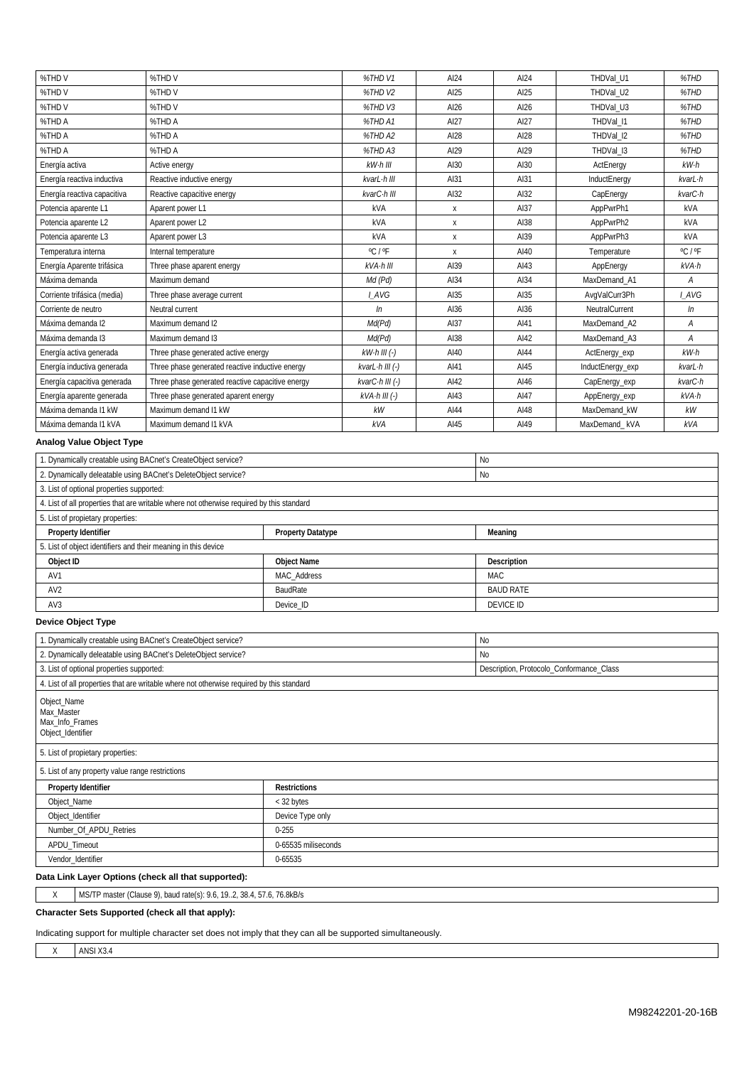| | | | | | | |
|---|---|---|---|---|---|---|
| %THD V | %THD V | *%THD V1* | AI24 | AI24 | THDVal_U1 | *%THD* |
| %THD V | %THD V | *%THD V2* | AI25 | AI25 | THDVal_U2 | *%THD* |
| %THD V | %THD V | *%THD V3* | AI26 | AI26 | THDVal_U3 | *%THD* |
| %THD A | %THD A | *%THD A1* | AI27 | AI27 | THDVal_I1 | *%THD* |
| %THD A | %THD A | *%THD A2* | AI28 | AI28 | THDVal_I2 | *%THD* |
| %THD A | %THD A | *%THD A3* | AI29 | AI29 | THDVal_I3 | *%THD* |
| Energía activa | Active energy | *kW·h III* | AI30 | AI30 | ActEnergy | *kW·h* |
| Energía reactiva inductiva | Reactive inductive energy | *kvarL·h III* | AI31 | AI31 | InductEnergy | *kvarL·h* |
| Energía reactiva capacitiva | Reactive capacitive energy | *kvarC·h III* | AI32 | AI32 | CapEnergy | *kvarC·h* |
| Potencia aparente L1 | Aparent power L1 | kVA | x | AI37 | AppPwrPh1 | kVA |
| Potencia aparente L2 | Aparent power L2 | kVA | x | AI38 | AppPwrPh2 | kVA |
| Potencia aparente L3 | Aparent power L3 | kVA | x | AI39 | AppPwrPh3 | kVA |
| Temperatura interna | Internal temperature | ºC / ºF | x | AI40 | Temperature | ºC / ºF |
| Energía Aparente trifásica | Three phase aparent energy | *kVA·h III* | AI39 | AI43 | AppEnergy | *kVA·h* |
| Máxima demanda | Maximum demand | *Md (Pd)* | AI34 | AI34 | MaxDemand_A1 | *A* |
| Corriente trifásica (media) | Three phase average current | *I_AVG* | AI35 | AI35 | AvgValCurr3Ph | *I_AVG* |
| Corriente de neutro | Neutral current | *In* | AI36 | AI36 | NeutralCurrent | *In* |
| Máxima demanda I2 | Maximum demand I2 | *Md(Pd)* | AI37 | AI41 | MaxDemand_A2 | *A* |
| Máxima demanda I3 | Maximum demand I3 | *Md(Pd)* | AI38 | AI42 | MaxDemand_A3 | *A* |
| Energía activa generada | Three phase generated active energy | *kW·h III (-)* | AI40 | AI44 | ActEnergy_exp | *kW·h* |
| Energía inductiva generada | Three phase generated reactive inductive energy | *kvarL·h III (-)* | AI41 | AI45 | InductEnergy_exp | *kvarL·h* |
| Energía capacitiva generada | Three phase generated reactive capacitive energy | *kvarC·h III (-)* | AI42 | AI46 | CapEnergy_exp | *kvarC·h* |
| Energía aparente generada | Three phase generated aparent energy | *kVA·h III (-)* | AI43 | AI47 | AppEnergy_exp | *kVA·h* |
| Máxima demanda I1 kW | Maximum demand I1 kW | *kW* | AI44 | AI48 | MaxDemand_kW | *kW* |
| Máxima demanda I1 kVA | Maximum demand I1 kVA | *kVA* | AI45 | AI49 | MaxDemand_ kVA | *kVA* |

**Analog Value Object Type**

| | | |
|---|---|---|
| 1. Dynamically creatable using BACnet's CreateObject service? | | No |
| 2. Dynamically deleatable using BACnet's DeleteObject service? | | No |
| 3. List of optional properties supported: | | |
| 4. List of all properties that are writable where not otherwise required by this standard | | |
| 5. List of propietary properties: | | |
| **Property Identifier** | **Property Datatype** | **Meaning** |
| 5. List of object identifiers and their meaning in this device | | |
| **Object ID** | **Object Name** | **Description** |
| AV1 | MAC_Address | MAC |
| AV2 | BaudRate | BAUD RATE |
| AV3 | Device_ID | DEVICE ID |

**Device Object Type**

| | | |
|---|---|---|
| 1. Dynamically creatable using BACnet's CreateObject service? | | No |
| 2. Dynamically deleatable using BACnet's DeleteObject service? | | No |
| 3. List of optional properties supported: | | Description, Protocolo_Conformance_Class |
| 4. List of all properties that are writable where not otherwise required by this standard | | |
| Object_Name<br>Max_Master<br>Max_Info_Frames<br>Object_Identifier | | |
| 5. List of propietary properties: | | |
| 5. List of any property value range restrictions | | |
| **Property Identifier** | **Restrictions** | |
| Object_Name | < 32 bytes | |
| Object_Identifier | Device Type only | |
| Number_Of_APDU_Retries | 0-255 | |
| APDU_Timeout | 0-65535 miliseconds | |
| Vendor_Identifier | 0-65535 | |

**Data Link Layer Options (check all that supported):**

| | |
|---|---|
| X | MS/TP master (Clause 9), baud rate(s): 9.6, 19..2, 38.4, 57.6, 76.8kB/s |

**Character Sets Supported (check all that apply):**

Indicating support for multiple character set does not imply that they can all be supported simultaneously.

| | |
|---|---|
| X | ANSI X3.4 |

M98242201-20-16B